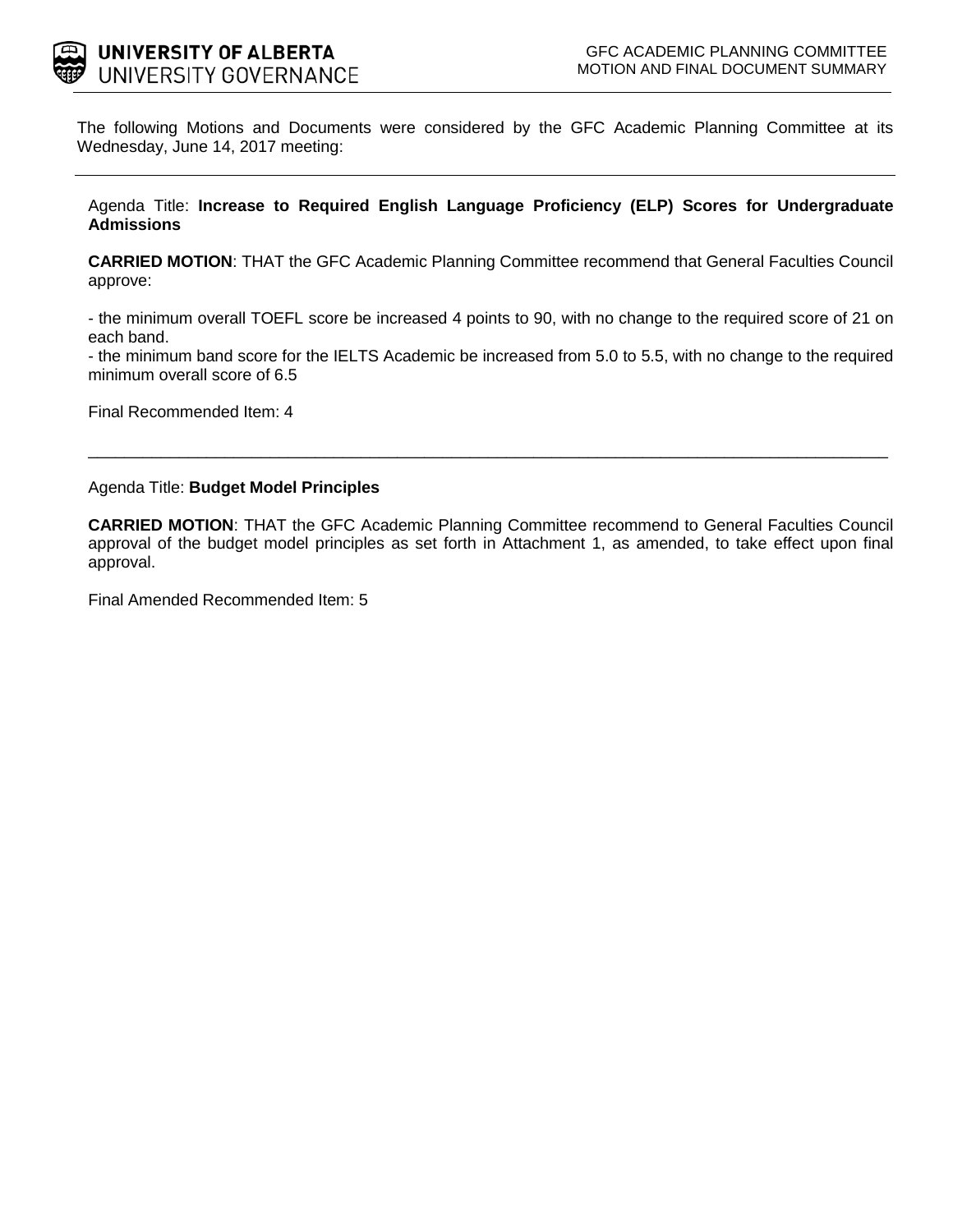UNIVERSITY OF ALBERTA
UNIVERSITY GOVERNANCE

GFC ACADEMIC PLANNING COMMITTEE
MOTION AND FINAL DOCUMENT SUMMARY

The following Motions and Documents were considered by the GFC Academic Planning Committee at its Wednesday, June 14, 2017 meeting:

---

Agenda Title: **Increase to Required English Language Proficiency (ELP) Scores for Undergraduate Admissions**

**CARRIED MOTION**: THAT the GFC Academic Planning Committee recommend that General Faculties Council approve:

- the minimum overall TOEFL score be increased 4 points to 90, with no change to the required score of 21 on each band.
- the minimum band score for the IELTS Academic be increased from 5.0 to 5.5, with no change to the required minimum overall score of 6.5

Final Recommended Item: 4

---

Agenda Title: **Budget Model Principles**

**CARRIED MOTION**: THAT the GFC Academic Planning Committee recommend to General Faculties Council approval of the budget model principles as set forth in Attachment 1, as amended, to take effect upon final approval.

Final Amended Recommended Item: 5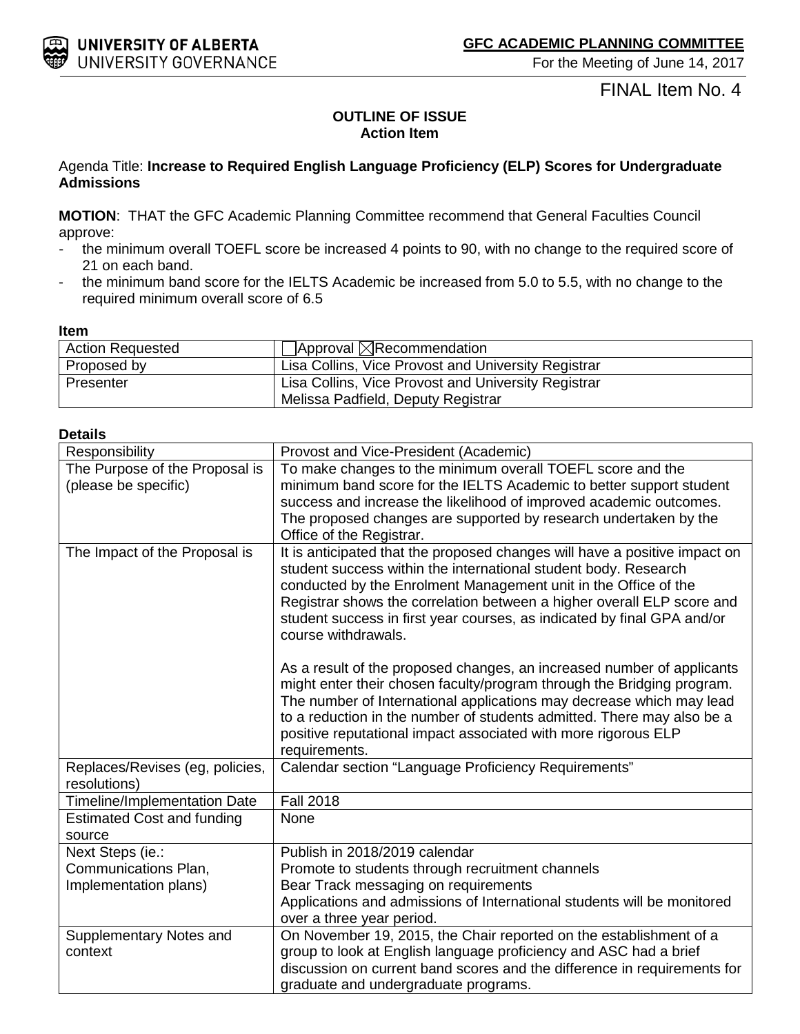**UNIVERSITY OF ALBERTA**
UNIVERSITY GOVERNANCE

**GFC ACADEMIC PLANNING COMMITTEE**
For the Meeting of June 14, 2017

FINAL Item No. 4

**OUTLINE OF ISSUE**
**Action Item**

Agenda Title: **Increase to Required English Language Proficiency (ELP) Scores for Undergraduate Admissions**

**MOTION**: THAT the GFC Academic Planning Committee recommend that General Faculties Council approve:

- the minimum overall TOEFL score be increased 4 points to 90, with no change to the required score of 21 on each band.
- the minimum band score for the IELTS Academic be increased from 5.0 to 5.5, with no change to the required minimum overall score of 6.5

**Item**

| | |
|---|---|
| Action Requested | ☐Approval ☒Recommendation |
| Proposed by | Lisa Collins, Vice Provost and University Registrar |
| Presenter | Lisa Collins, Vice Provost and University Registrar<br>Melissa Padfield, Deputy Registrar |

**Details**

| | |
|---|---|
| Responsibility | Provost and Vice-President (Academic) |
| The Purpose of the Proposal is (please be specific) | To make changes to the minimum overall TOEFL score and the minimum band score for the IELTS Academic to better support student success and increase the likelihood of improved academic outcomes. The proposed changes are supported by research undertaken by the Office of the Registrar. |
| The Impact of the Proposal is | It is anticipated that the proposed changes will have a positive impact on student success within the international student body. Research conducted by the Enrolment Management unit in the Office of the Registrar shows the correlation between a higher overall ELP score and student success in first year courses, as indicated by final GPA and/or course withdrawals.<br><br>As a result of the proposed changes, an increased number of applicants might enter their chosen faculty/program through the Bridging program. The number of International applications may decrease which may lead to a reduction in the number of students admitted. There may also be a positive reputational impact associated with more rigorous ELP requirements. |
| Replaces/Revises (eg, policies, resolutions) | Calendar section "Language Proficiency Requirements" |
| Timeline/Implementation Date | Fall 2018 |
| Estimated Cost and funding source | None |
| Next Steps (ie.: Communications Plan, Implementation plans) | Publish in 2018/2019 calendar<br>Promote to students through recruitment channels<br>Bear Track messaging on requirements<br>Applications and admissions of International students will be monitored over a three year period. |
| Supplementary Notes and context | On November 19, 2015, the Chair reported on the establishment of a group to look at English language proficiency and ASC had a brief discussion on current band scores and the difference in requirements for graduate and undergraduate programs. |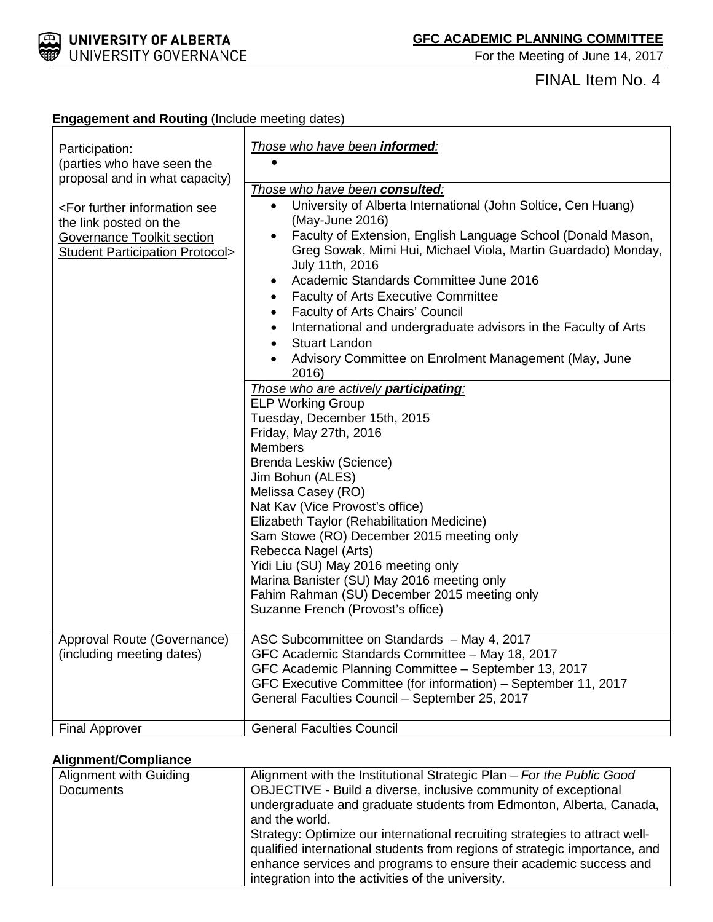FINAL Item No. 4

**Engagement and Routing** (Include meeting dates)

| | |
|---|---|
| Participation: (parties who have seen the proposal and in what capacity)<br><br><For further information see the link posted on the Governance Toolkit section Student Participation Protocol> | *Those who have been **informed**:*<br>• |
| | *Those who have been **consulted**:*<br>• University of Alberta International (John Soltice, Cen Huang) (May-June 2016)<br>• Faculty of Extension, English Language School (Donald Mason, Greg Sowak, Mimi Hui, Michael Viola, Martin Guardado) Monday, July 11th, 2016<br>• Academic Standards Committee June 2016<br>• Faculty of Arts Executive Committee<br>• Faculty of Arts Chairs' Council<br>• International and undergraduate advisors in the Faculty of Arts<br>• Stuart Landon<br>• Advisory Committee on Enrolment Management (May, June 2016) |
| | *Those who are actively **participating**:*<br>ELP Working Group<br>Tuesday, December 15th, 2015<br>Friday, May 27th, 2016<br>Members<br>Brenda Leskiw (Science)<br>Jim Bohun (ALES)<br>Melissa Casey (RO)<br>Nat Kav (Vice Provost's office)<br>Elizabeth Taylor (Rehabilitation Medicine)<br>Sam Stowe (RO) December 2015 meeting only<br>Rebecca Nagel (Arts)<br>Yidi Liu (SU) May 2016 meeting only<br>Marina Banister (SU) May 2016 meeting only<br>Fahim Rahman (SU) December 2015 meeting only<br>Suzanne French (Provost's office) |
| Approval Route (Governance) (including meeting dates) | ASC Subcommittee on Standards – May 4, 2017<br>GFC Academic Standards Committee – May 18, 2017<br>GFC Academic Planning Committee – September 13, 2017<br>GFC Executive Committee (for information) – September 11, 2017<br>General Faculties Council – September 25, 2017 |
| Final Approver | General Faculties Council |

**Alignment/Compliance**

| | |
|---|---|
| Alignment with Guiding Documents | Alignment with the Institutional Strategic Plan – *For the Public Good*<br>OBJECTIVE - Build a diverse, inclusive community of exceptional undergraduate and graduate students from Edmonton, Alberta, Canada, and the world.<br>Strategy: Optimize our international recruiting strategies to attract well-qualified international students from regions of strategic importance, and enhance services and programs to ensure their academic success and integration into the activities of the university. |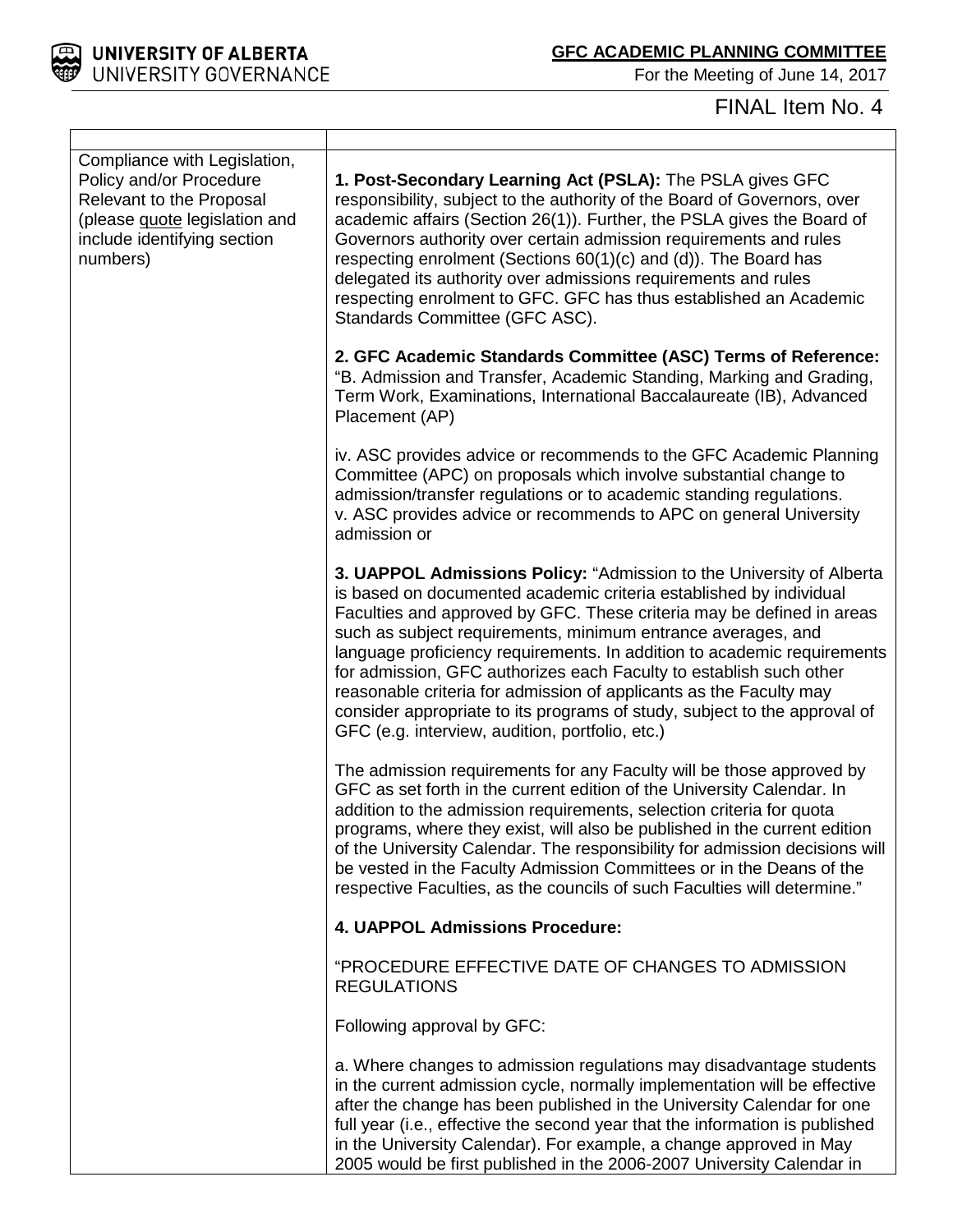FINAL Item No. 4

| | |
|---|---|
| Compliance with Legislation, Policy and/or Procedure Relevant to the Proposal (please quote legislation and include identifying section numbers) | **1. Post-Secondary Learning Act (PSLA):** The PSLA gives GFC responsibility, subject to the authority of the Board of Governors, over academic affairs (Section 26(1)). Further, the PSLA gives the Board of Governors authority over certain admission requirements and rules respecting enrolment (Sections 60(1)(c) and (d)). The Board has delegated its authority over admissions requirements and rules respecting enrolment to GFC. GFC has thus established an Academic Standards Committee (GFC ASC).<br><br>**2. GFC Academic Standards Committee (ASC) Terms of Reference:** "B. Admission and Transfer, Academic Standing, Marking and Grading, Term Work, Examinations, International Baccalaureate (IB), Advanced Placement (AP)<br><br>iv. ASC provides advice or recommends to the GFC Academic Planning Committee (APC) on proposals which involve substantial change to admission/transfer regulations or to academic standing regulations.<br>v. ASC provides advice or recommends to APC on general University admission or<br><br>**3. UAPPOL Admissions Policy:** "Admission to the University of Alberta is based on documented academic criteria established by individual Faculties and approved by GFC. These criteria may be defined in areas such as subject requirements, minimum entrance averages, and language proficiency requirements. In addition to academic requirements for admission, GFC authorizes each Faculty to establish such other reasonable criteria for admission of applicants as the Faculty may consider appropriate to its programs of study, subject to the approval of GFC (e.g. interview, audition, portfolio, etc.)<br><br>The admission requirements for any Faculty will be those approved by GFC as set forth in the current edition of the University Calendar. In addition to the admission requirements, selection criteria for quota programs, where they exist, will also be published in the current edition of the University Calendar. The responsibility for admission decisions will be vested in the Faculty Admission Committees or in the Deans of the respective Faculties, as the councils of such Faculties will determine."<br><br>**4. UAPPOL Admissions Procedure:**<br><br>"PROCEDURE EFFECTIVE DATE OF CHANGES TO ADMISSION REGULATIONS<br><br>Following approval by GFC:<br><br>a. Where changes to admission regulations may disadvantage students in the current admission cycle, normally implementation will be effective after the change has been published in the University Calendar for one full year (i.e., effective the second year that the information is published in the University Calendar). For example, a change approved in May 2005 would be first published in the 2006-2007 University Calendar in |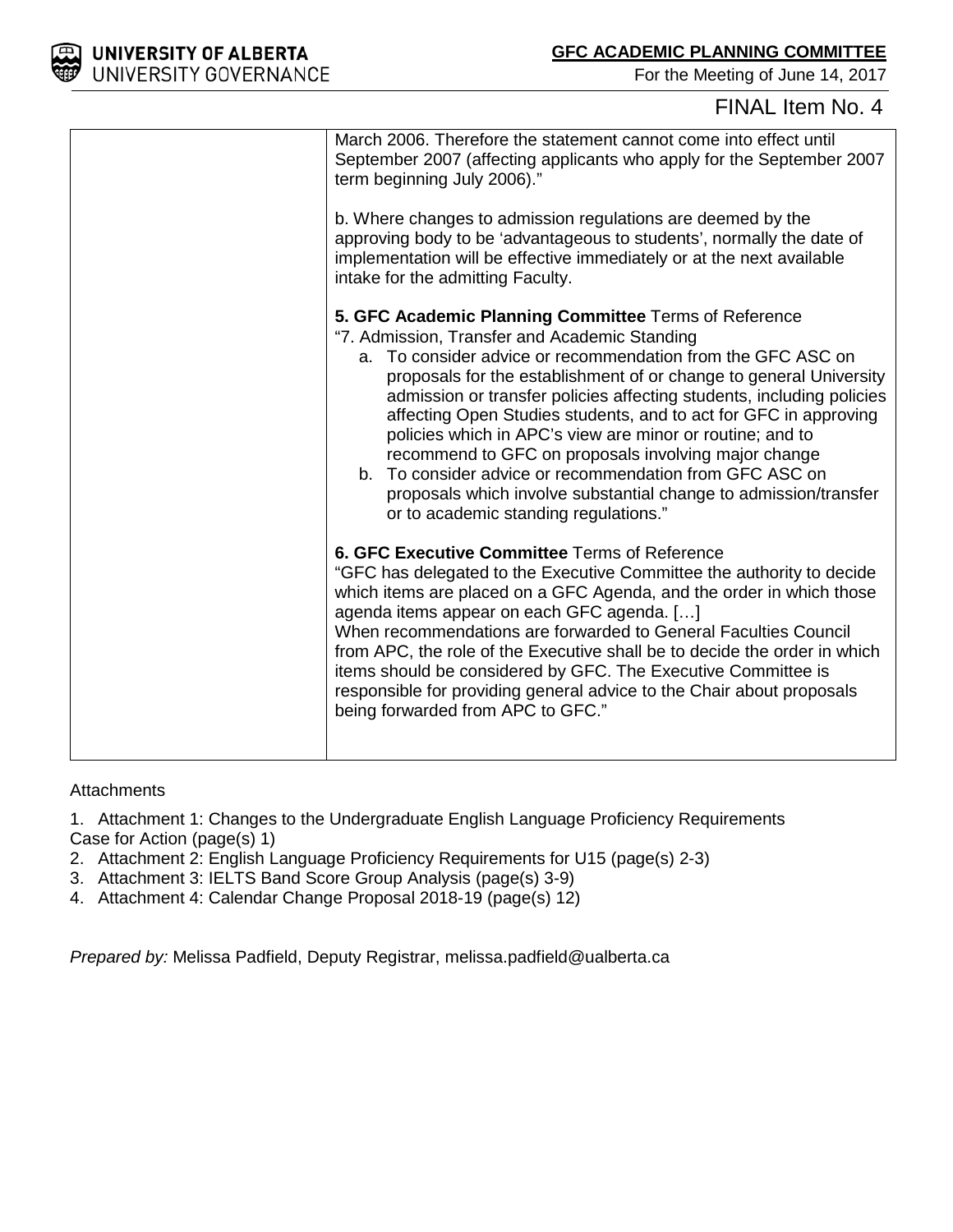FINAL Item No. 4

| | |
|---|---|
| | March 2006. Therefore the statement cannot come into effect until September 2007 (affecting applicants who apply for the September 2007 term beginning July 2006)."<br><br>b. Where changes to admission regulations are deemed by the approving body to be 'advantageous to students', normally the date of implementation will be effective immediately or at the next available intake for the admitting Faculty.<br><br>**5. GFC Academic Planning Committee** Terms of Reference<br>"7. Admission, Transfer and Academic Standing<br>a. To consider advice or recommendation from the GFC ASC on proposals for the establishment of or change to general University admission or transfer policies affecting students, including policies affecting Open Studies students, and to act for GFC in approving policies which in APC's view are minor or routine; and to recommend to GFC on proposals involving major change<br>b. To consider advice or recommendation from GFC ASC on proposals which involve substantial change to admission/transfer or to academic standing regulations."<br><br>**6. GFC Executive Committee** Terms of Reference<br>"GFC has delegated to the Executive Committee the authority to decide which items are placed on a GFC Agenda, and the order in which those agenda items appear on each GFC agenda. […]<br>When recommendations are forwarded to General Faculties Council from APC, the role of the Executive shall be to decide the order in which items should be considered by GFC. The Executive Committee is responsible for providing general advice to the Chair about proposals being forwarded from APC to GFC." |

Attachments

1. Attachment 1: Changes to the Undergraduate English Language Proficiency Requirements Case for Action (page(s) 1)
2. Attachment 2: English Language Proficiency Requirements for U15 (page(s) 2-3)
3. Attachment 3: IELTS Band Score Group Analysis (page(s) 3-9)
4. Attachment 4: Calendar Change Proposal 2018-19 (page(s) 12)

*Prepared by:* Melissa Padfield, Deputy Registrar, melissa.padfield@ualberta.ca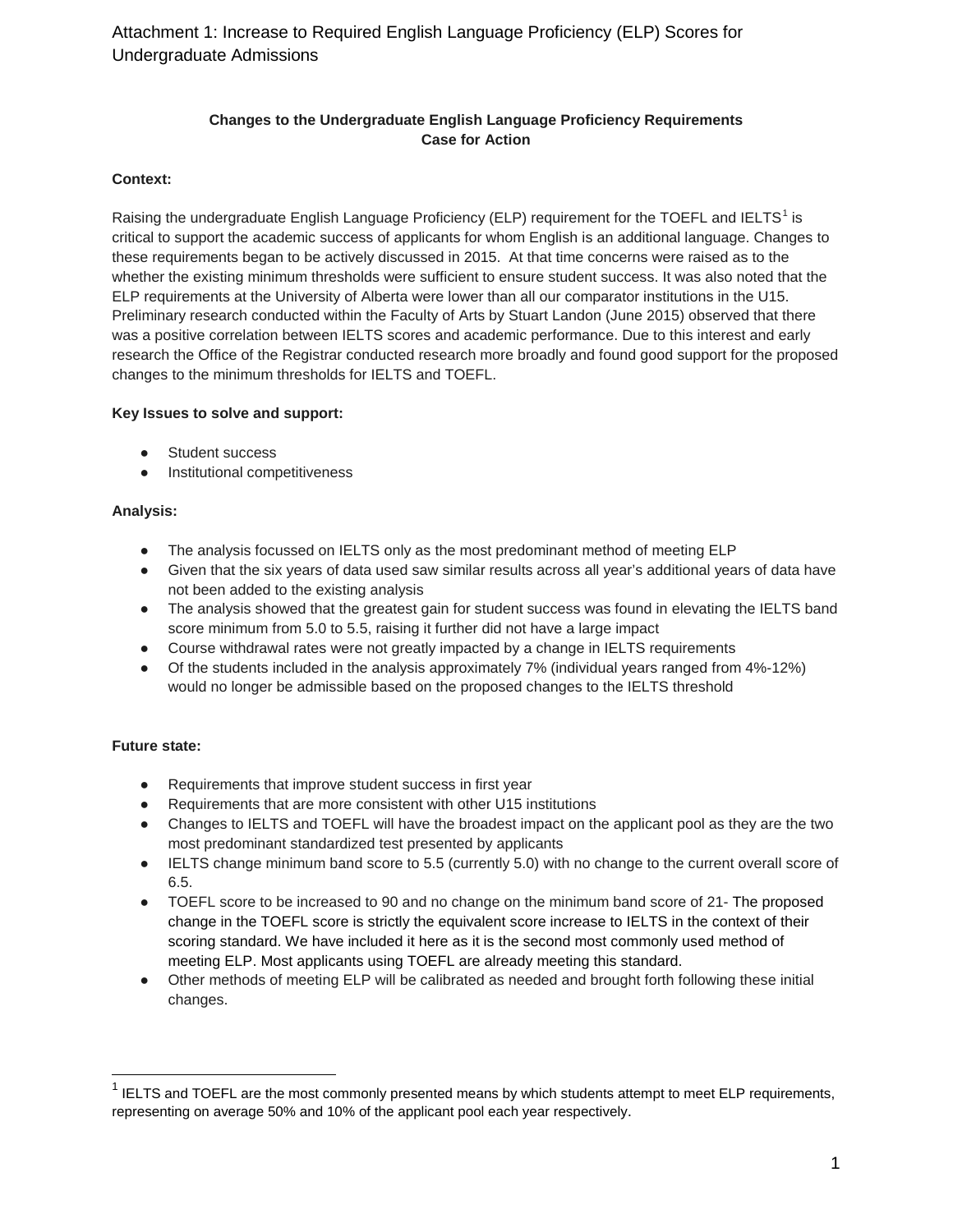Attachment 1: Increase to Required English Language Proficiency (ELP) Scores for Undergraduate Admissions

**Changes to the Undergraduate English Language Proficiency Requirements**
**Case for Action**

**Context:**

Raising the undergraduate English Language Proficiency (ELP) requirement for the TOEFL and IELTS[1] is critical to support the academic success of applicants for whom English is an additional language. Changes to these requirements began to be actively discussed in 2015. At that time concerns were raised as to the whether the existing minimum thresholds were sufficient to ensure student success. It was also noted that the ELP requirements at the University of Alberta were lower than all our comparator institutions in the U15. Preliminary research conducted within the Faculty of Arts by Stuart Landon (June 2015) observed that there was a positive correlation between IELTS scores and academic performance. Due to this interest and early research the Office of the Registrar conducted research more broadly and found good support for the proposed changes to the minimum thresholds for IELTS and TOEFL.

**Key Issues to solve and support:**

- Student success
- Institutional competitiveness

**Analysis:**

- The analysis focussed on IELTS only as the most predominant method of meeting ELP
- Given that the six years of data used saw similar results across all year's additional years of data have not been added to the existing analysis
- The analysis showed that the greatest gain for student success was found in elevating the IELTS band score minimum from 5.0 to 5.5, raising it further did not have a large impact
- Course withdrawal rates were not greatly impacted by a change in IELTS requirements
- Of the students included in the analysis approximately 7% (individual years ranged from 4%-12%) would no longer be admissible based on the proposed changes to the IELTS threshold

**Future state:**

- Requirements that improve student success in first year
- Requirements that are more consistent with other U15 institutions
- Changes to IELTS and TOEFL will have the broadest impact on the applicant pool as they are the two most predominant standardized test presented by applicants
- IELTS change minimum band score to 5.5 (currently 5.0) with no change to the current overall score of 6.5.
- TOEFL score to be increased to 90 and no change on the minimum band score of 21- The proposed change in the TOEFL score is strictly the equivalent score increase to IELTS in the context of their scoring standard. We have included it here as it is the second most commonly used method of meeting ELP. Most applicants using TOEFL are already meeting this standard.
- Other methods of meeting ELP will be calibrated as needed and brought forth following these initial changes.

[1] IELTS and TOEFL are the most commonly presented means by which students attempt to meet ELP requirements, representing on average 50% and 10% of the applicant pool each year respectively.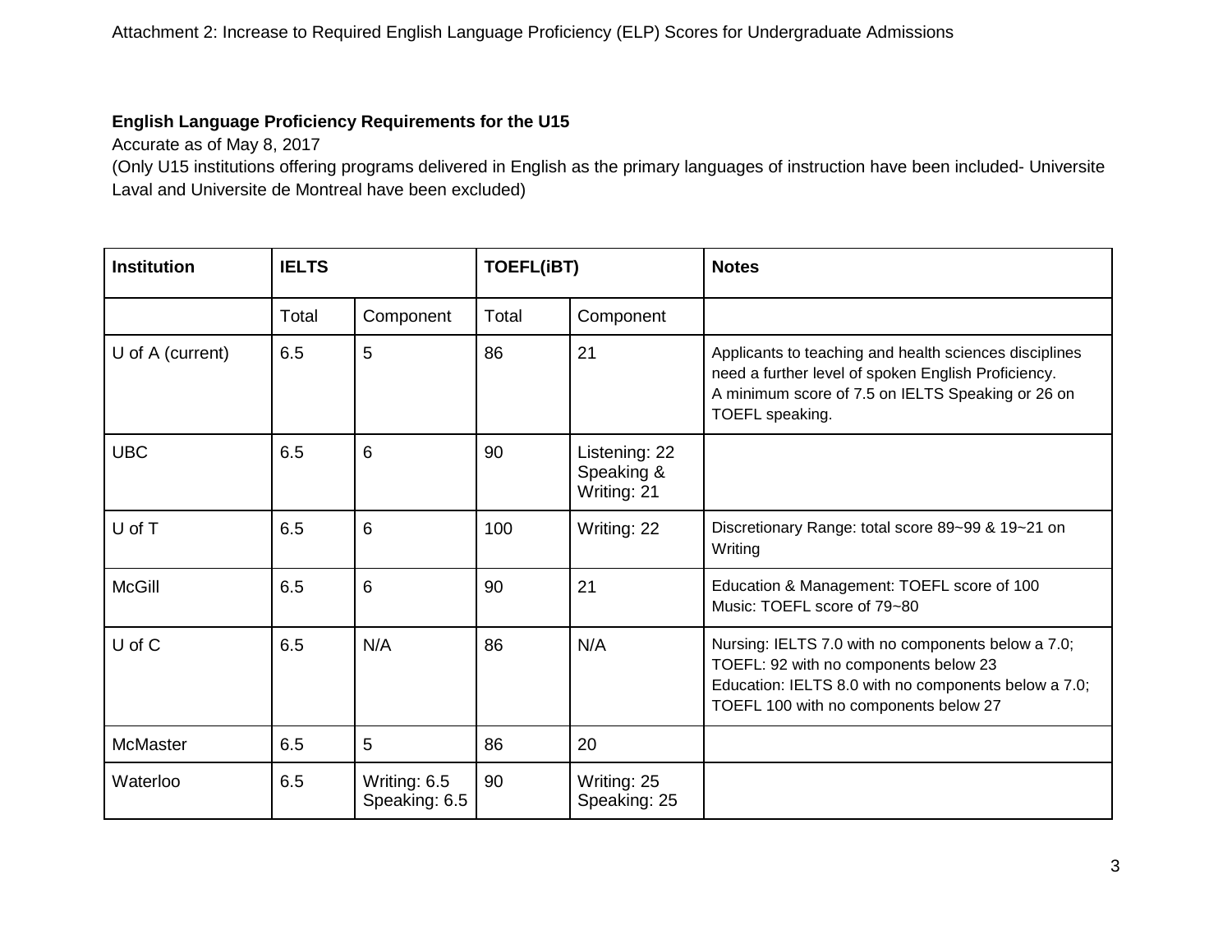Attachment 2: Increase to Required English Language Proficiency (ELP) Scores for Undergraduate Admissions

**English Language Proficiency Requirements for the U15**
Accurate as of May 8, 2017
(Only U15 institutions offering programs delivered in English as the primary languages of instruction have been included- Universite Laval and Universite de Montreal have been excluded)

| Institution | IELTS | | TOEFL(iBT) | | Notes |
|---|---|---|---|---|---|
| | Total | Component | Total | Component | |
| U of A (current) | 6.5 | 5 | 86 | 21 | Applicants to teaching and health sciences disciplines need a further level of spoken English Proficiency. A minimum score of 7.5 on IELTS Speaking or 26 on TOEFL speaking. |
| UBC | 6.5 | 6 | 90 | Listening: 22 Speaking & Writing: 21 | |
| U of T | 6.5 | 6 | 100 | Writing: 22 | Discretionary Range: total score 89~99 & 19~21 on Writing |
| McGill | 6.5 | 6 | 90 | 21 | Education & Management: TOEFL score of 100 Music: TOEFL score of 79~80 |
| U of C | 6.5 | N/A | 86 | N/A | Nursing: IELTS 7.0 with no components below a 7.0; TOEFL: 92 with no components below 23 Education: IELTS 8.0 with no components below a 7.0; TOEFL 100 with no components below 27 |
| McMaster | 6.5 | 5 | 86 | 20 | |
| Waterloo | 6.5 | Writing: 6.5 Speaking: 6.5 | 90 | Writing: 25 Speaking: 25 | |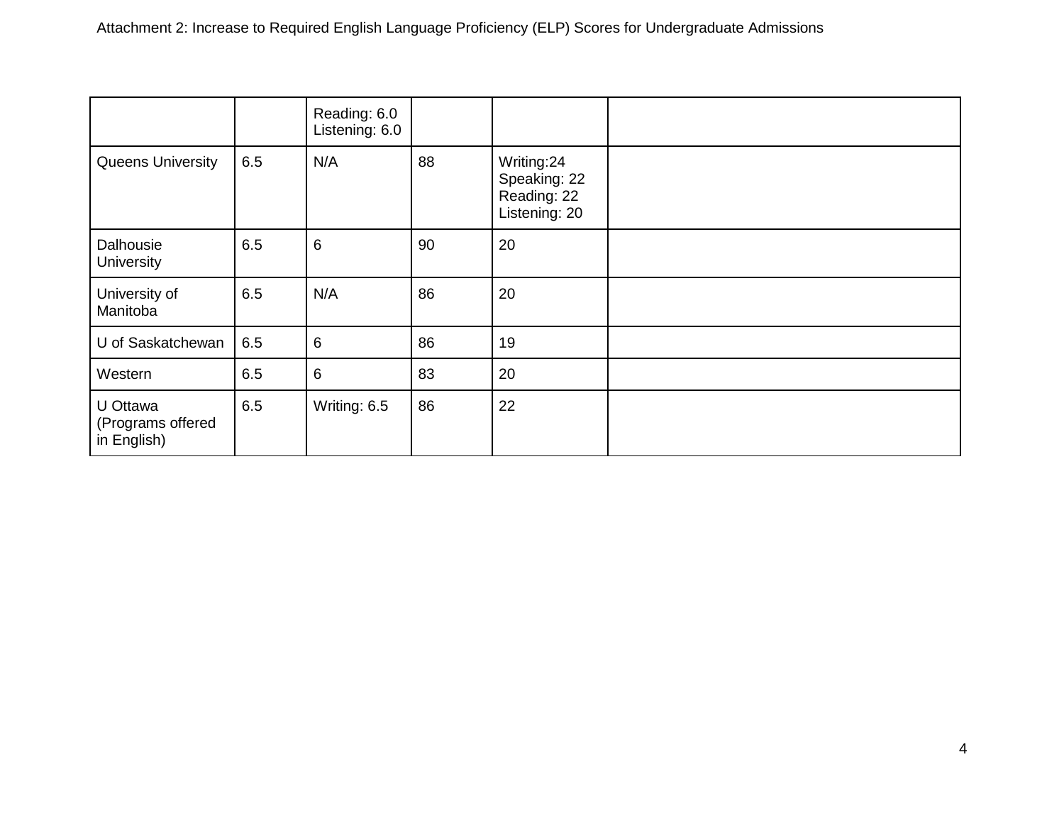Attachment 2: Increase to Required English Language Proficiency (ELP) Scores for Undergraduate Admissions

| | | | | | |
|---|---|---|---|---|---|
| | | Reading: 6.0<br>Listening: 6.0 | | | |
| Queens University | 6.5 | N/A | 88 | Writing:24<br>Speaking: 22<br>Reading: 22<br>Listening: 20 | |
| Dalhousie University | 6.5 | 6 | 90 | 20 | |
| University of Manitoba | 6.5 | N/A | 86 | 20 | |
| U of Saskatchewan | 6.5 | 6 | 86 | 19 | |
| Western | 6.5 | 6 | 83 | 20 | |
| U Ottawa (Programs offered in English) | 6.5 | Writing: 6.5 | 86 | 22 | |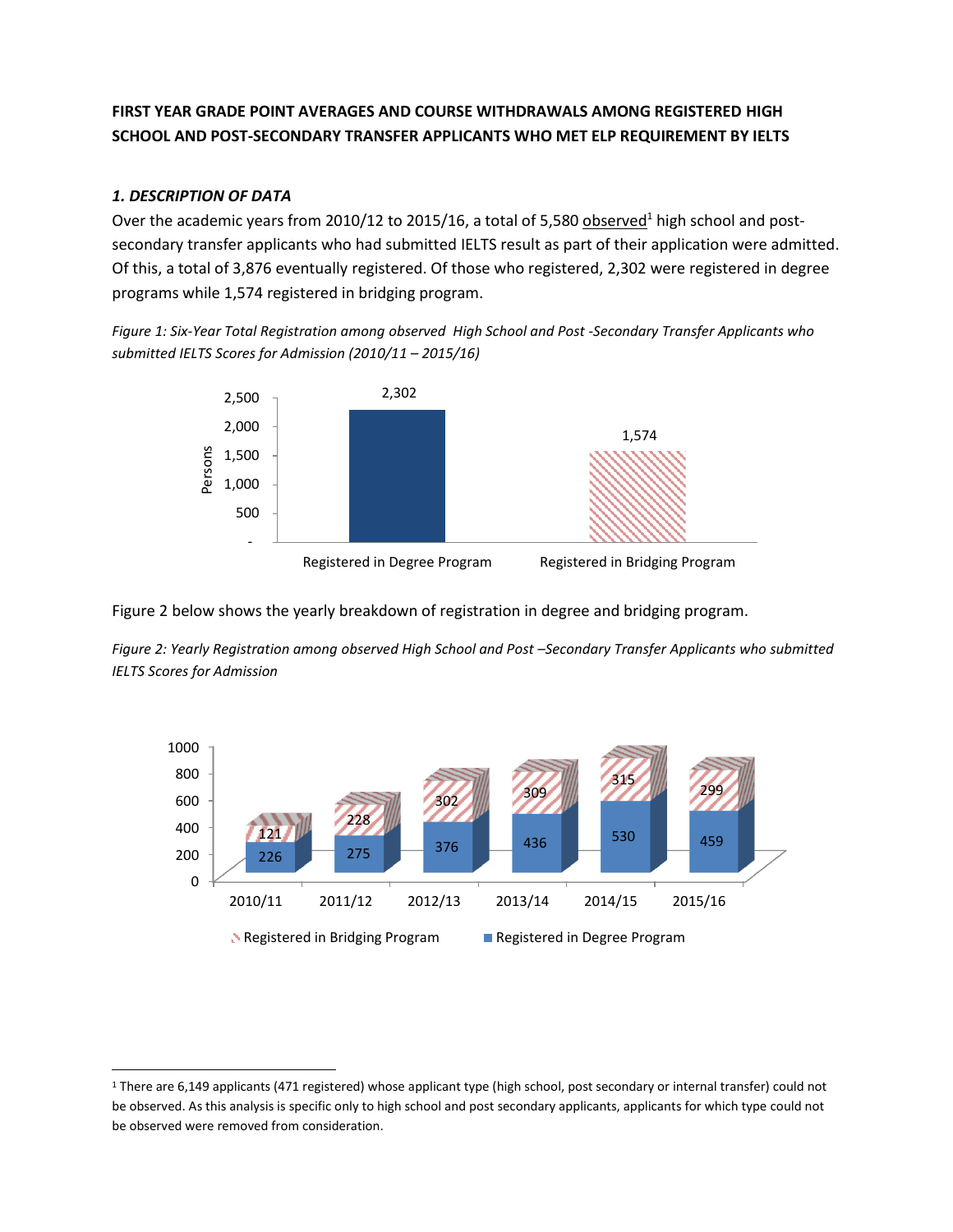**FIRST YEAR GRADE POINT AVERAGES AND COURSE WITHDRAWALS AMONG REGISTERED HIGH SCHOOL AND POST-SECONDARY TRANSFER APPLICANTS WHO MET ELP REQUIREMENT BY IELTS**

### *1. DESCRIPTION OF DATA*

Over the academic years from 2010/12 to 2015/16, a total of 5,580 observed[1] high school and post-secondary transfer applicants who had submitted IELTS result as part of their application were admitted. Of this, a total of 3,876 eventually registered. Of those who registered, 2,302 were registered in degree programs while 1,574 registered in bridging program.

*Figure 1: Six-Year Total Registration among observed High School and Post -Secondary Transfer Applicants who submitted IELTS Scores for Admission (2010/11 – 2015/16)*

| | Persons |
|---|---|
| Registered in Degree Program | 2,302 |
| Registered in Bridging Program | 1,574 |

Figure 2 below shows the yearly breakdown of registration in degree and bridging program.

*Figure 2: Yearly Registration among observed High School and Post –Secondary Transfer Applicants who submitted IELTS Scores for Admission*

| | 2010/11 | 2011/12 | 2012/13 | 2013/14 | 2014/15 | 2015/16 |
|---|---|---|---|---|---|---|
| Registered in Bridging Program | 121 | 228 | 302 | 309 | 315 | 299 |
| Registered in Degree Program | 226 | 275 | 376 | 436 | 530 | 459 |

[1] There are 6,149 applicants (471 registered) whose applicant type (high school, post secondary or internal transfer) could not be observed. As this analysis is specific only to high school and post secondary applicants, applicants for which type could not be observed were removed from consideration.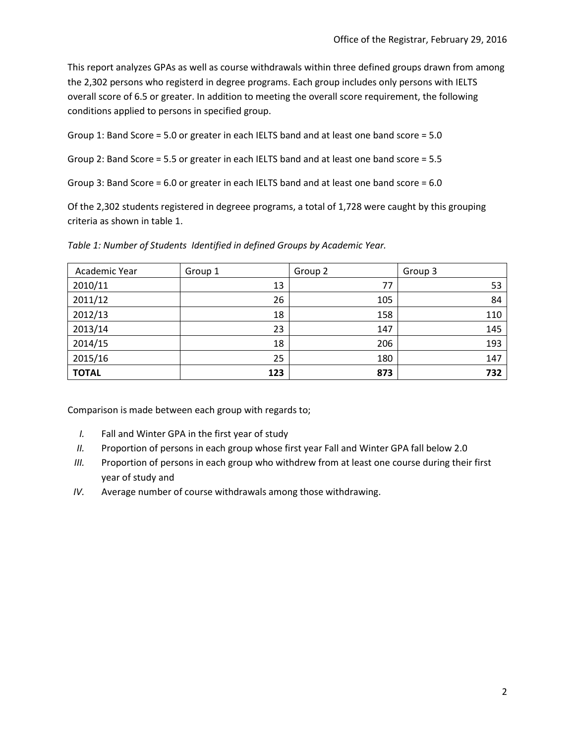Office of the Registrar, February 29, 2016

This report analyzes GPAs as well as course withdrawals within three defined groups drawn from among the 2,302 persons who registerd in degree programs. Each group includes only persons with IELTS overall score of 6.5 or greater. In addition to meeting the overall score requirement, the following conditions applied to persons in specified group.

Group 1: Band Score = 5.0 or greater in each IELTS band and at least one band score = 5.0

Group 2: Band Score = 5.5 or greater in each IELTS band and at least one band score = 5.5

Group 3: Band Score = 6.0 or greater in each IELTS band and at least one band score = 6.0

Of the 2,302 students registered in degreee programs, a total of 1,728 were caught by this grouping criteria as shown in table 1.

*Table 1: Number of Students Identified in defined Groups by Academic Year.*

| Academic Year | Group 1 | Group 2 | Group 3 |
| --- | ---: | ---: | ---: |
| 2010/11 | 13 | 77 | 53 |
| 2011/12 | 26 | 105 | 84 |
| 2012/13 | 18 | 158 | 110 |
| 2013/14 | 23 | 147 | 145 |
| 2014/15 | 18 | 206 | 193 |
| 2015/16 | 25 | 180 | 147 |
| **TOTAL** | **123** | **873** | **732** |

Comparison is made between each group with regards to;

*I.* Fall and Winter GPA in the first year of study

*II.* Proportion of persons in each group whose first year Fall and Winter GPA fall below 2.0

*III.* Proportion of persons in each group who withdrew from at least one course during their first year of study and

*IV.* Average number of course withdrawals among those withdrawing.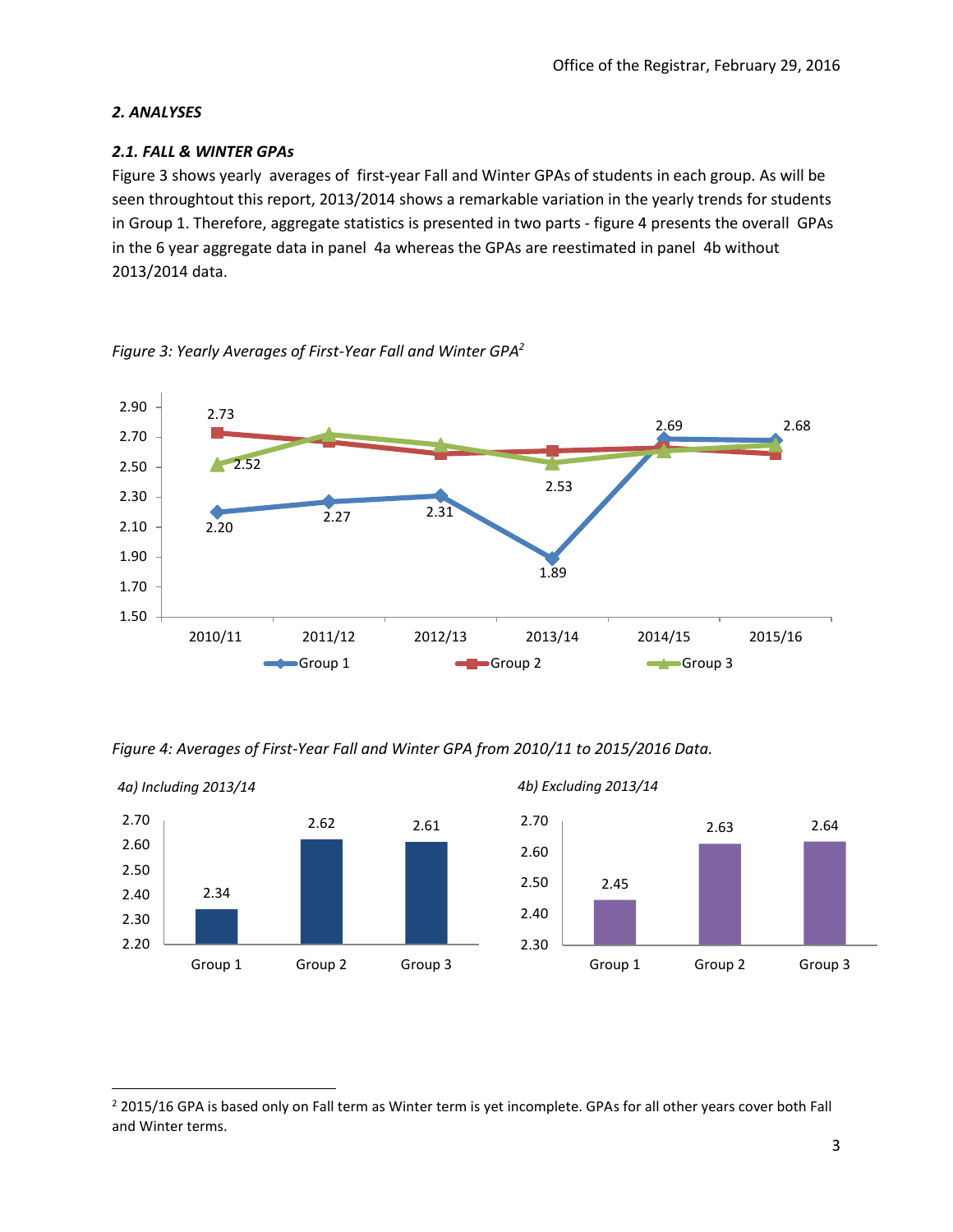*2. ANALYSES*

*2.1. FALL & WINTER GPAs*

Figure 3 shows yearly averages of first-year Fall and Winter GPAs of students in each group. As will be seen throughtout this report, 2013/2014 shows a remarkable variation in the yearly trends for students in Group 1. Therefore, aggregate statistics is presented in two parts - figure 4 presents the overall GPAs in the 6 year aggregate data in panel 4a whereas the GPAs are reestimated in panel 4b without 2013/2014 data.

*Figure 3: Yearly Averages of First-Year Fall and Winter GPA*[2]

| | 2010/11 | 2011/12 | 2012/13 | 2013/14 | 2014/15 | 2015/16 |
|---|---|---|---|---|---|---|
| Group 1 | 2.20 | 2.27 | 2.31 | 1.89 | 2.69 | 2.68 |
| Group 3 | 2.52 | | | 2.53 | | |
| Group 2 | 2.73 | | | | | |

*Figure 4: Averages of First-Year Fall and Winter GPA from 2010/11 to 2015/2016 Data.*

*4a) Including 2013/14*

| Group 1 | Group 2 | Group 3 |
|---|---|---|
| 2.34 | 2.62 | 2.61 |

*4b) Excluding 2013/14*

| Group 1 | Group 2 | Group 3 |
|---|---|---|
| 2.45 | 2.63 | 2.64 |

---

[2] 2015/16 GPA is based only on Fall term as Winter term is yet incomplete. GPAs for all other years cover both Fall and Winter terms.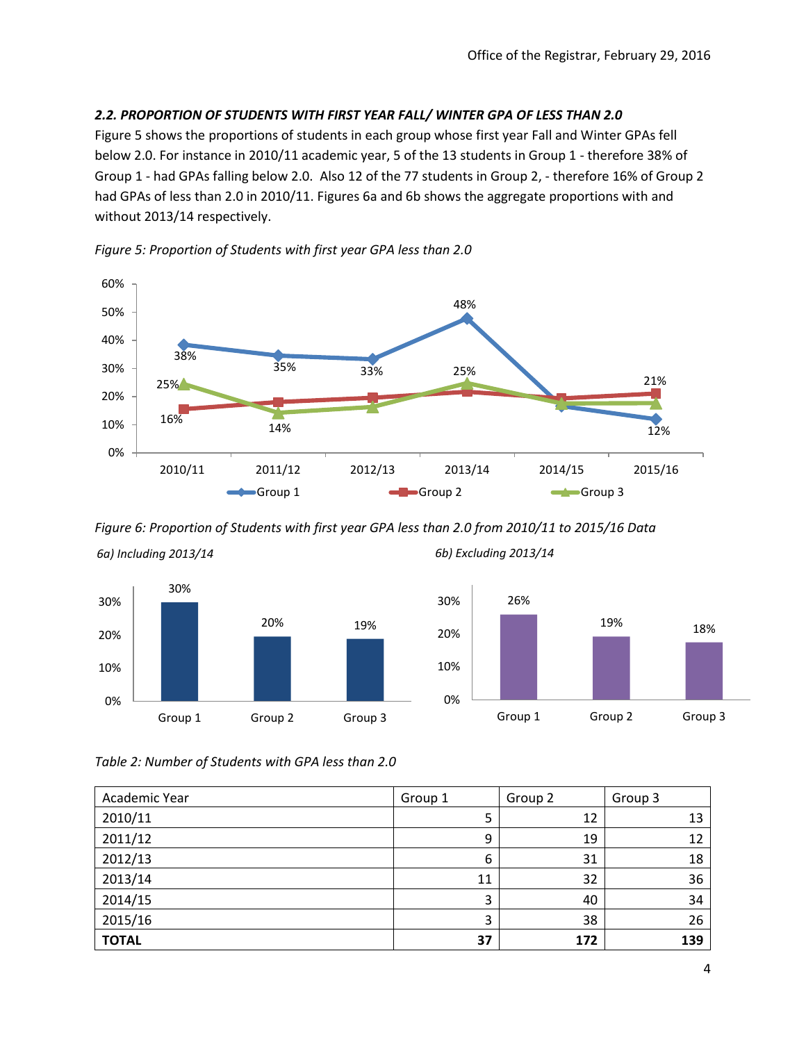### 2.2. PROPORTION OF STUDENTS WITH FIRST YEAR FALL/ WINTER GPA OF LESS THAN 2.0

Figure 5 shows the proportions of students in each group whose first year Fall and Winter GPAs fell below 2.0. For instance in 2010/11 academic year, 5 of the 13 students in Group 1 - therefore 38% of Group 1 - had GPAs falling below 2.0. Also 12 of the 77 students in Group 2, - therefore 16% of Group 2 had GPAs of less than 2.0 in 2010/11. Figures 6a and 6b shows the aggregate proportions with and without 2013/14 respectively.

*Figure 5: Proportion of Students with first year GPA less than 2.0*

*Figure 6: Proportion of Students with first year GPA less than 2.0 from 2010/11 to 2015/16 Data*

*6a) Including 2013/14*

*6b) Excluding 2013/14*

*Table 2: Number of Students with GPA less than 2.0*

| Academic Year | Group 1 | Group 2 | Group 3 |
|---|---|---|---|
| 2010/11 | 5 | 12 | 13 |
| 2011/12 | 9 | 19 | 12 |
| 2012/13 | 6 | 31 | 18 |
| 2013/14 | 11 | 32 | 36 |
| 2014/15 | 3 | 40 | 34 |
| 2015/16 | 3 | 38 | 26 |
| **TOTAL** | **37** | **172** | **139** |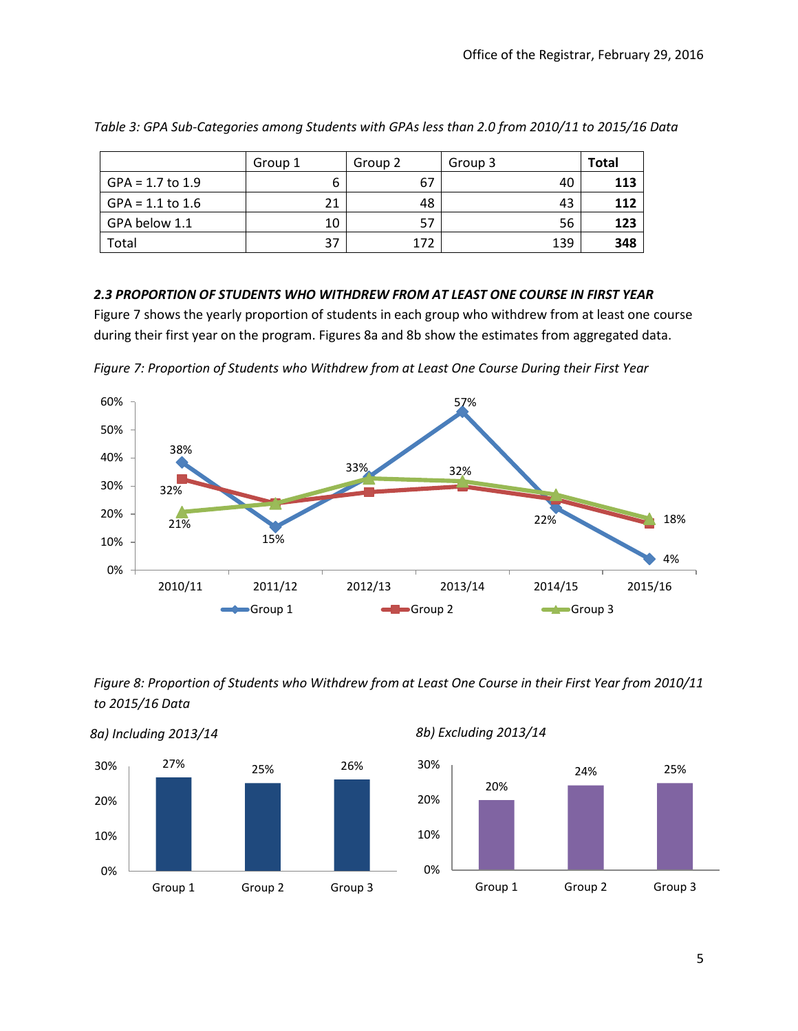*Table 3: GPA Sub-Categories among Students with GPAs less than 2.0 from 2010/11 to 2015/16 Data*

| | Group 1 | Group 2 | Group 3 | **Total** |
|---|---|---|---|---|
| GPA = 1.7 to 1.9 | 6 | 67 | 40 | **113** |
| GPA = 1.1 to 1.6 | 21 | 48 | 43 | **112** |
| GPA below 1.1 | 10 | 57 | 56 | **123** |
| Total | 37 | 172 | 139 | **348** |

### *2.3 PROPORTION OF STUDENTS WHO WITHDREW FROM AT LEAST ONE COURSE IN FIRST YEAR*

Figure 7 shows the yearly proportion of students in each group who withdrew from at least one course during their first year on the program. Figures 8a and 8b show the estimates from aggregated data.

*Figure 7: Proportion of Students who Withdrew from at Least One Course During their First Year*

*Figure 8: Proportion of Students who Withdrew from at Least One Course in their First Year from 2010/11 to 2015/16 Data*

*8a) Including 2013/14*

*8b) Excluding 2013/14*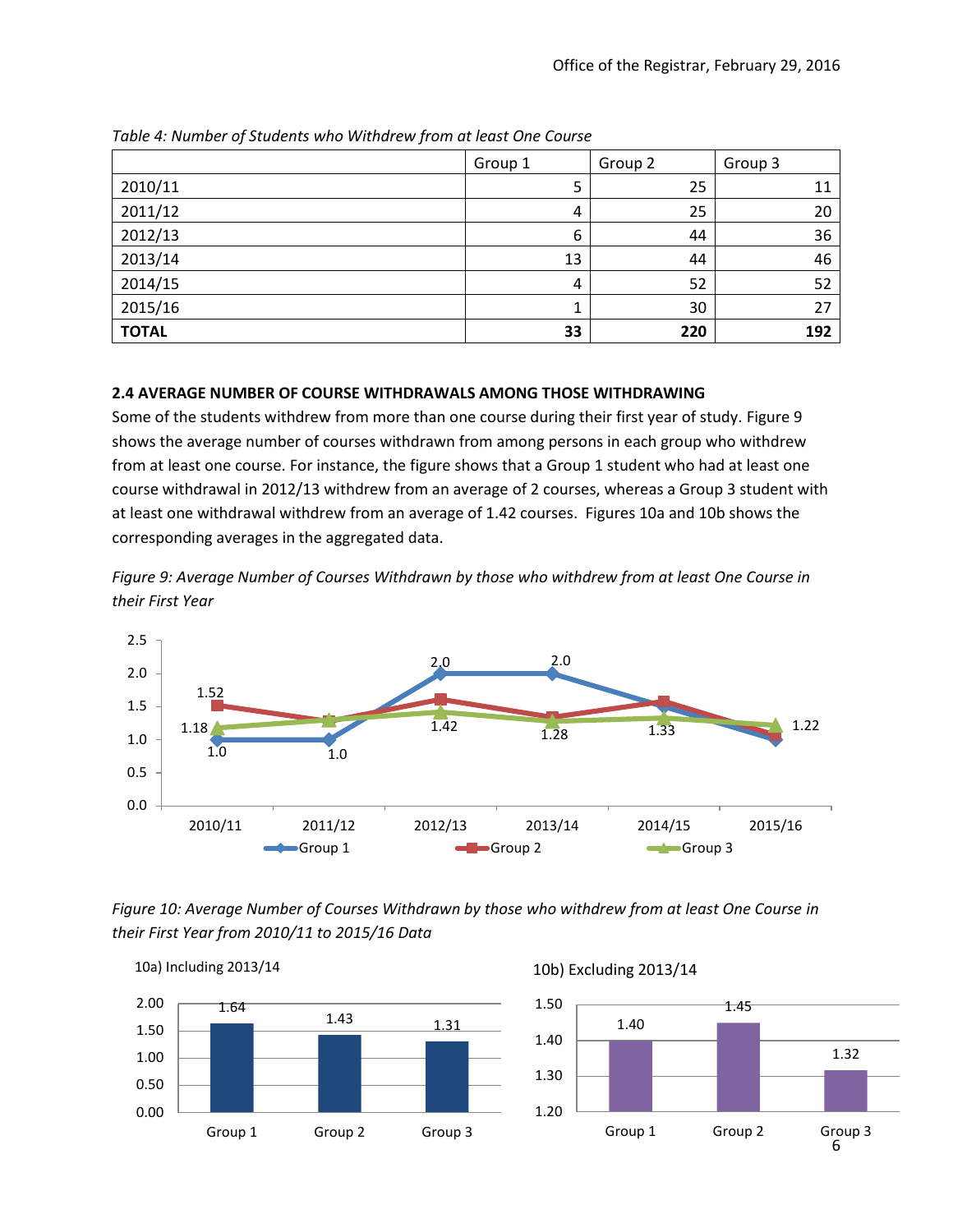*Table 4: Number of Students who Withdrew from at least One Course*

| | Group 1 | Group 2 | Group 3 |
|---|---|---|---|
| 2010/11 | 5 | 25 | 11 |
| 2011/12 | 4 | 25 | 20 |
| 2012/13 | 6 | 44 | 36 |
| 2013/14 | 13 | 44 | 46 |
| 2014/15 | 4 | 52 | 52 |
| 2015/16 | 1 | 30 | 27 |
| **TOTAL** | **33** | **220** | **192** |

### 2.4 AVERAGE NUMBER OF COURSE WITHDRAWALS AMONG THOSE WITHDRAWING

Some of the students withdrew from more than one course during their first year of study. Figure 9 shows the average number of courses withdrawn from among persons in each group who withdrew from at least one course. For instance, the figure shows that a Group 1 student who had at least one course withdrawal in 2012/13 withdrew from an average of 2 courses, whereas a Group 3 student with at least one withdrawal withdrew from an average of 1.42 courses. Figures 10a and 10b shows the corresponding averages in the aggregated data.

*Figure 9: Average Number of Courses Withdrawn by those who withdrew from at least One Course in their First Year*

*Figure 10: Average Number of Courses Withdrawn by those who withdrew from at least One Course in their First Year from 2010/11 to 2015/16 Data*

10a) Including 2013/14

10b) Excluding 2013/14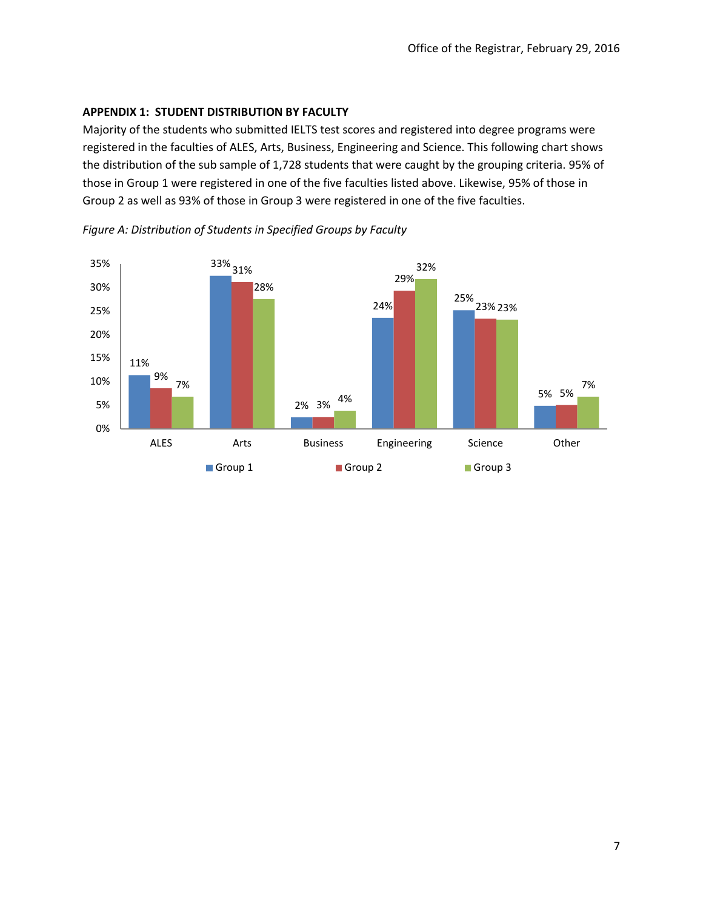## APPENDIX 1: STUDENT DISTRIBUTION BY FACULTY

Majority of the students who submitted IELTS test scores and registered into degree programs were registered in the faculties of ALES, Arts, Business, Engineering and Science. This following chart shows the distribution of the sub sample of 1,728 students that were caught by the grouping criteria. 95% of those in Group 1 were registered in one of the five faculties listed above. Likewise, 95% of those in Group 2 as well as 93% of those in Group 3 were registered in one of the five faculties.

*Figure A: Distribution of Students in Specified Groups by Faculty*

| | ALES | Arts | Business | Engineering | Science | Other |
|---|---|---|---|---|---|---|
| Group 1 | 11% | 33% | 2% | 24% | 25% | 5% |
| Group 2 | 9% | 31% | 3% | 29% | 23% | 5% |
| Group 3 | 7% | 28% | 4% | 32% | 23% | 7% |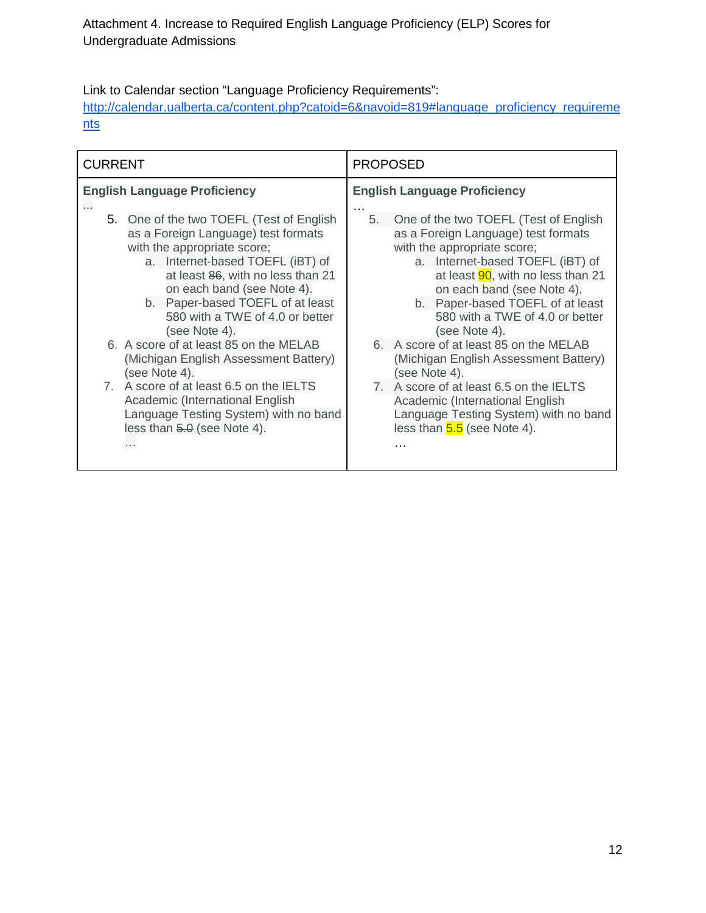Attachment 4. Increase to Required English Language Proficiency (ELP) Scores for Undergraduate Admissions

Link to Calendar section "Language Proficiency Requirements":
http://calendar.ualberta.ca/content.php?catoid=6&navoid=819#language_proficiency_requirements

| CURRENT | PROPOSED |
|---|---|
| **English Language Proficiency**<br>…<br>5. One of the two TOEFL (Test of English as a Foreign Language) test formats with the appropriate score;<br>a. Internet-based TOEFL (iBT) of at least ~~86~~, with no less than 21 on each band (see Note 4).<br>b. Paper-based TOEFL of at least 580 with a TWE of 4.0 or better (see Note 4).<br>6. A score of at least 85 on the MELAB (Michigan English Assessment Battery) (see Note 4).<br>7. A score of at least 6.5 on the IELTS Academic (International English Language Testing System) with no band less than ~~5.0~~ (see Note 4).<br>… | **English Language Proficiency**<br>…<br>5. One of the two TOEFL (Test of English as a Foreign Language) test formats with the appropriate score;<br>a. Internet-based TOEFL (iBT) of at least 90, with no less than 21 on each band (see Note 4).<br>b. Paper-based TOEFL of at least 580 with a TWE of 4.0 or better (see Note 4).<br>6. A score of at least 85 on the MELAB (Michigan English Assessment Battery) (see Note 4).<br>7. A score of at least 6.5 on the IELTS Academic (International English Language Testing System) with no band less than 5.5 (see Note 4).<br>… |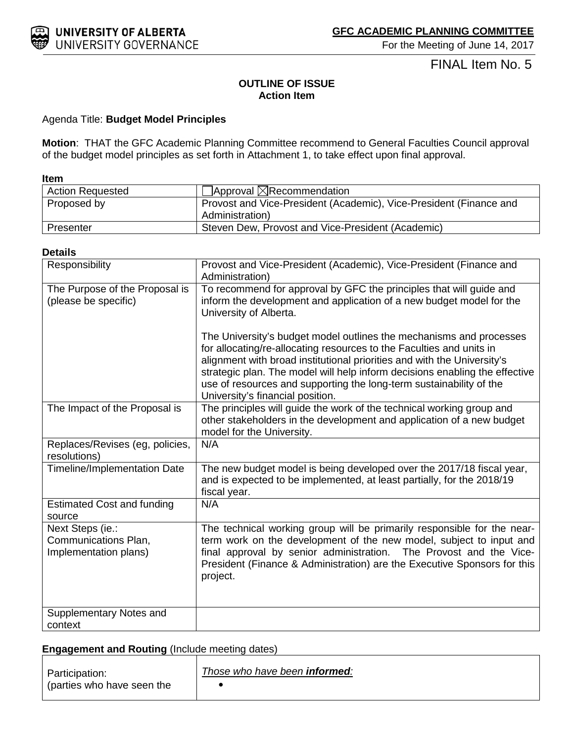UNIVERSITY OF ALBERTA
UNIVERSITY GOVERNANCE

**GFC ACADEMIC PLANNING COMMITTEE**
For the Meeting of June 14, 2017

FINAL Item No. 5

**OUTLINE OF ISSUE**
**Action Item**

Agenda Title: **Budget Model Principles**

**Motion**: THAT the GFC Academic Planning Committee recommend to General Faculties Council approval of the budget model principles as set forth in Attachment 1, to take effect upon final approval.

**Item**

| | |
|---|---|
| Action Requested | ☐Approval ☒Recommendation |
| Proposed by | Provost and Vice-President (Academic), Vice-President (Finance and Administration) |
| Presenter | Steven Dew, Provost and Vice-President (Academic) |

**Details**

| | |
|---|---|
| Responsibility | Provost and Vice-President (Academic), Vice-President (Finance and Administration) |
| The Purpose of the Proposal is (please be specific) | To recommend for approval by GFC the principles that will guide and inform the development and application of a new budget model for the University of Alberta.<br><br>The University's budget model outlines the mechanisms and processes for allocating/re-allocating resources to the Faculties and units in alignment with broad institutional priorities and with the University's strategic plan. The model will help inform decisions enabling the effective use of resources and supporting the long-term sustainability of the University's financial position. |
| The Impact of the Proposal is | The principles will guide the work of the technical working group and other stakeholders in the development and application of a new budget model for the University. |
| Replaces/Revises (eg, policies, resolutions) | N/A |
| Timeline/Implementation Date | The new budget model is being developed over the 2017/18 fiscal year, and is expected to be implemented, at least partially, for the 2018/19 fiscal year. |
| Estimated Cost and funding source | N/A |
| Next Steps (ie.: Communications Plan, Implementation plans) | The technical working group will be primarily responsible for the near-term work on the development of the new model, subject to input and final approval by senior administration. The Provost and the Vice-President (Finance & Administration) are the Executive Sponsors for this project. |
| Supplementary Notes and context | |

**Engagement and Routing** (Include meeting dates)

| | |
|---|---|
| Participation: (parties who have seen the | *Those who have been **informed**:*<br>• |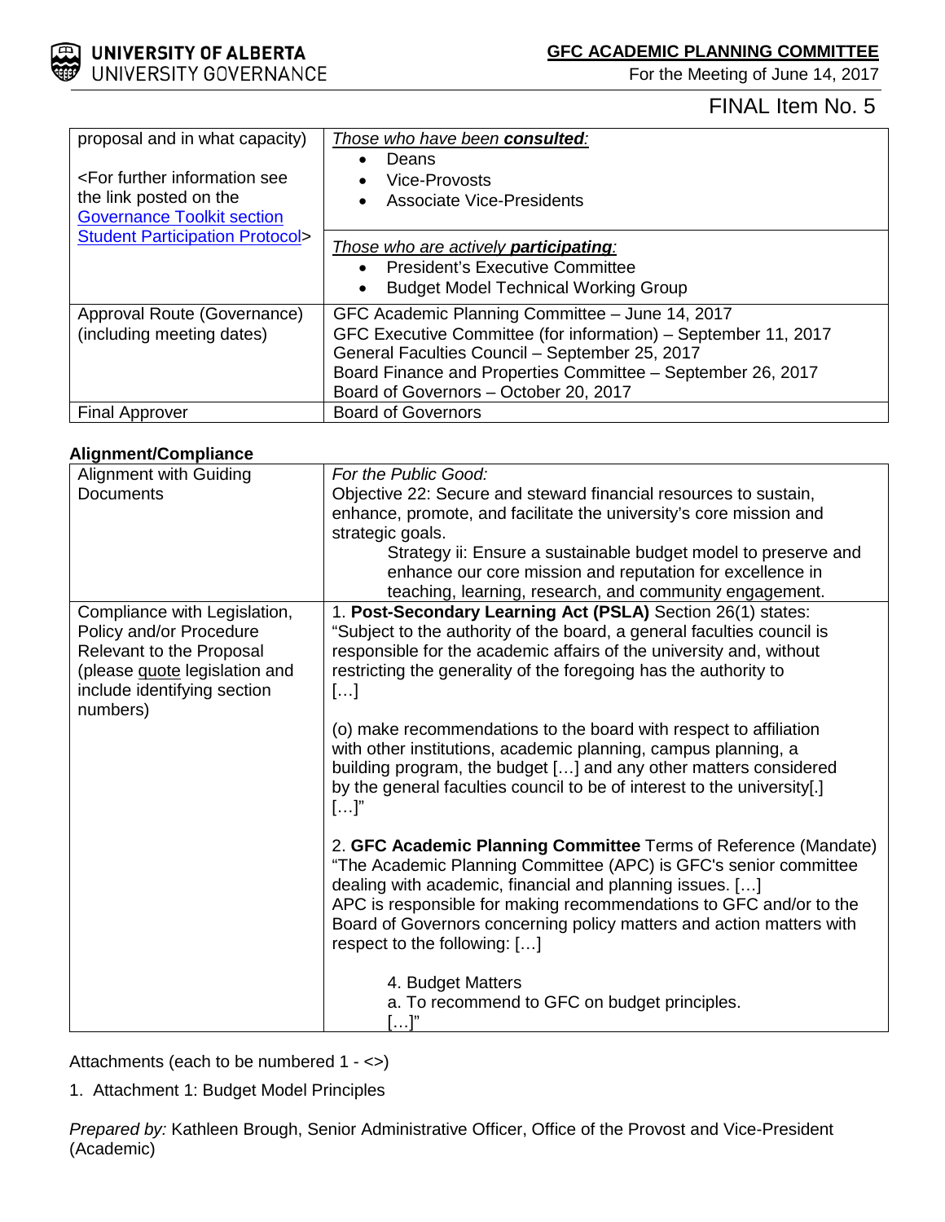FINAL Item No. 5

| proposal and in what capacity)<br><br><For further information see the link posted on the [Governance Toolkit section Student Participation Protocol](#)> | *Those who have been **consulted**:*<br>• Deans<br>• Vice-Provosts<br>• Associate Vice-Presidents<br><br>*Those who are actively **participating**:*<br>• President's Executive Committee<br>• Budget Model Technical Working Group |
|---|---|
| Approval Route (Governance) (including meeting dates) | GFC Academic Planning Committee – June 14, 2017<br>GFC Executive Committee (for information) – September 11, 2017<br>General Faculties Council – September 25, 2017<br>Board Finance and Properties Committee – September 26, 2017<br>Board of Governors – October 20, 2017 |
| Final Approver | Board of Governors |

**Alignment/Compliance**

| Alignment with Guiding Documents | *For the Public Good:*<br>Objective 22: Secure and steward financial resources to sustain, enhance, promote, and facilitate the university's core mission and strategic goals.<br>Strategy ii: Ensure a sustainable budget model to preserve and enhance our core mission and reputation for excellence in teaching, learning, research, and community engagement. |
|---|---|
| Compliance with Legislation, Policy and/or Procedure Relevant to the Proposal (please quote legislation and include identifying section numbers) | 1. **Post-Secondary Learning Act (PSLA)** Section 26(1) states: "Subject to the authority of the board, a general faculties council is responsible for the academic affairs of the university and, without restricting the generality of the foregoing has the authority to […]<br><br>(o) make recommendations to the board with respect to affiliation with other institutions, academic planning, campus planning, a building program, the budget […] and any other matters considered by the general faculties council to be of interest to the university[.] […]"<br><br>2. **GFC Academic Planning Committee** Terms of Reference (Mandate) "The Academic Planning Committee (APC) is GFC's senior committee dealing with academic, financial and planning issues. […]<br>APC is responsible for making recommendations to GFC and/or to the Board of Governors concerning policy matters and action matters with respect to the following: […]<br><br>4. Budget Matters<br>a. To recommend to GFC on budget principles.<br>[…]" |

Attachments (each to be numbered 1 - <>)

1. Attachment 1: Budget Model Principles

*Prepared by:* Kathleen Brough, Senior Administrative Officer, Office of the Provost and Vice-President (Academic)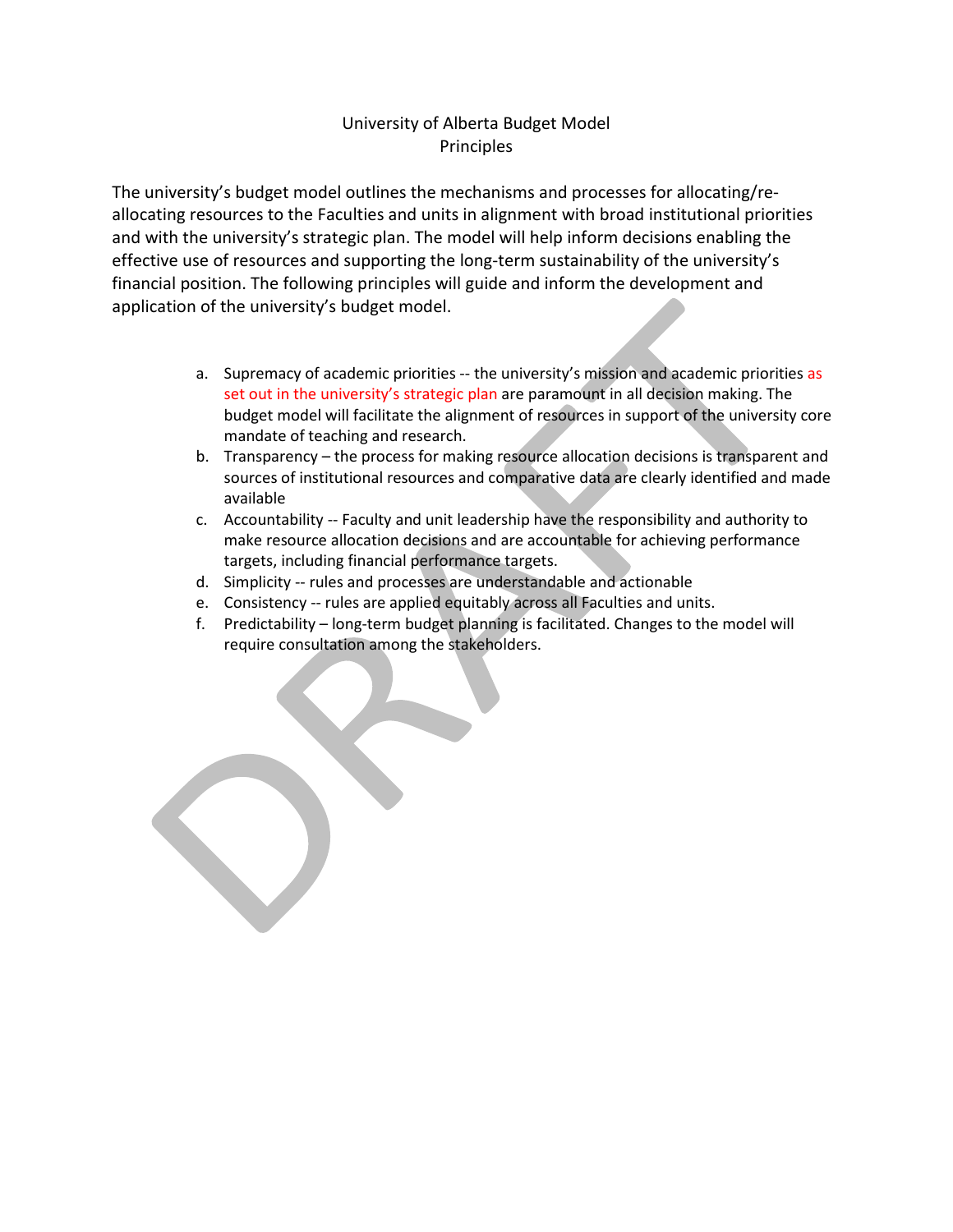University of Alberta Budget Model
Principles

The university's budget model outlines the mechanisms and processes for allocating/re-allocating resources to the Faculties and units in alignment with broad institutional priorities and with the university's strategic plan. The model will help inform decisions enabling the effective use of resources and supporting the long-term sustainability of the university's financial position. The following principles will guide and inform the development and application of the university's budget model.

a. Supremacy of academic priorities -- the university's mission and academic priorities as set out in the university's strategic plan are paramount in all decision making. The budget model will facilitate the alignment of resources in support of the university core mandate of teaching and research.
b. Transparency – the process for making resource allocation decisions is transparent and sources of institutional resources and comparative data are clearly identified and made available
c. Accountability -- Faculty and unit leadership have the responsibility and authority to make resource allocation decisions and are accountable for achieving performance targets, including financial performance targets.
d. Simplicity -- rules and processes are understandable and actionable
e. Consistency -- rules are applied equitably across all Faculties and units.
f. Predictability – long-term budget planning is facilitated. Changes to the model will require consultation among the stakeholders.